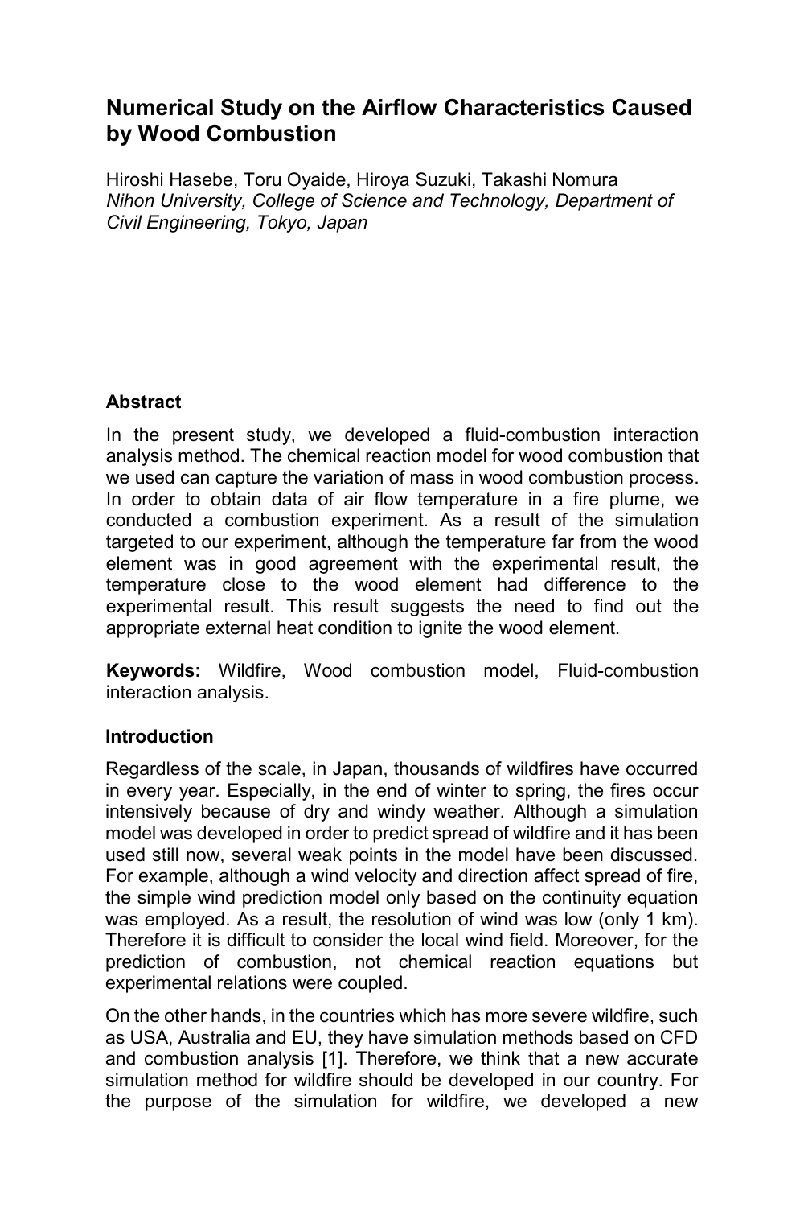# Numerical Study on the Airflow Characteristics Caused by Wood Combustion

Hiroshi Hasebe, Toru Oyaide, Hiroya Suzuki, Takashi Nomura
*Nihon University, College of Science and Technology, Department of Civil Engineering, Tokyo, Japan*

## Abstract

In the present study, we developed a fluid-combustion interaction analysis method. The chemical reaction model for wood combustion that we used can capture the variation of mass in wood combustion process. In order to obtain data of air flow temperature in a fire plume, we conducted a combustion experiment. As a result of the simulation targeted to our experiment, although the temperature far from the wood element was in good agreement with the experimental result, the temperature close to the wood element had difference to the experimental result. This result suggests the need to find out the appropriate external heat condition to ignite the wood element.

**Keywords:** Wildfire, Wood combustion model, Fluid-combustion interaction analysis.

## Introduction

Regardless of the scale, in Japan, thousands of wildfires have occurred in every year. Especially, in the end of winter to spring, the fires occur intensively because of dry and windy weather. Although a simulation model was developed in order to predict spread of wildfire and it has been used still now, several weak points in the model have been discussed. For example, although a wind velocity and direction affect spread of fire, the simple wind prediction model only based on the continuity equation was employed. As a result, the resolution of wind was low (only 1 km). Therefore it is difficult to consider the local wind field. Moreover, for the prediction of combustion, not chemical reaction equations but experimental relations were coupled.

On the other hands, in the countries which has more severe wildfire, such as USA, Australia and EU, they have simulation methods based on CFD and combustion analysis [1]. Therefore, we think that a new accurate simulation method for wildfire should be developed in our country. For the purpose of the simulation for wildfire, we developed a new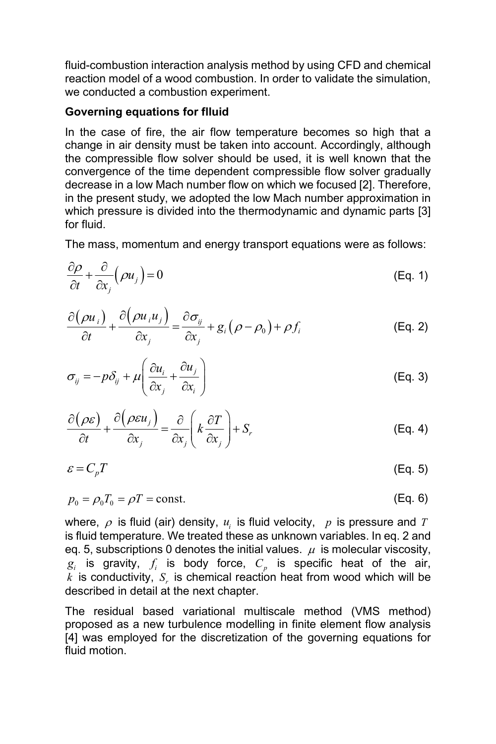fluid-combustion interaction analysis method by using CFD and chemical reaction model of a wood combustion. In order to validate the simulation, we conducted a combustion experiment.

**Governing equations for flluid**

In the case of fire, the air flow temperature becomes so high that a change in air density must be taken into account. Accordingly, although the compressible flow solver should be used, it is well known that the convergence of the time dependent compressible flow solver gradually decrease in a low Mach number flow on which we focused [2]. Therefore, in the present study, we adopted the low Mach number approximation in which pressure is divided into the thermodynamic and dynamic parts [3] for fluid.

The mass, momentum and energy transport equations were as follows:

$$\frac{\partial \rho}{\partial t} + \frac{\partial}{\partial x_j}\left(\rho u_j\right) = 0 \tag{Eq. 1}$$

$$\frac{\partial\left(\rho u_i\right)}{\partial t} + \frac{\partial\left(\rho u_i u_j\right)}{\partial x_j} = \frac{\partial \sigma_{ij}}{\partial x_j} + g_i\left(\rho - \rho_0\right) + \rho f_i \tag{Eq. 2}$$

$$\sigma_{ij} = -p\delta_{ij} + \mu\left(\frac{\partial u_i}{\partial x_j} + \frac{\partial u_j}{\partial x_i}\right) \tag{Eq. 3}$$

$$\frac{\partial\left(\rho \varepsilon\right)}{\partial t} + \frac{\partial\left(\rho \varepsilon u_j\right)}{\partial x_j} = \frac{\partial}{\partial x_j}\left(k\frac{\partial T}{\partial x_j}\right) + S_r \tag{Eq. 4}$$

$$\varepsilon = C_p T \tag{Eq. 5}$$

$$p_0 = \rho_0 T_0 = \rho T = \text{const.} \tag{Eq. 6}$$

where, $\rho$ is fluid (air) density, $u_i$ is fluid velocity, $p$ is pressure and $T$ is fluid temperature. We treated these as unknown variables. In eq. 2 and eq. 5, subscriptions 0 denotes the initial values. $\mu$ is molecular viscosity, $g_i$ is gravity, $f_i$ is body force, $C_p$ is specific heat of the air, $k$ is conductivity, $S_r$ is chemical reaction heat from wood which will be described in detail at the next chapter.

The residual based variational multiscale method (VMS method) proposed as a new turbulence modelling in finite element flow analysis [4] was employed for the discretization of the governing equations for fluid motion.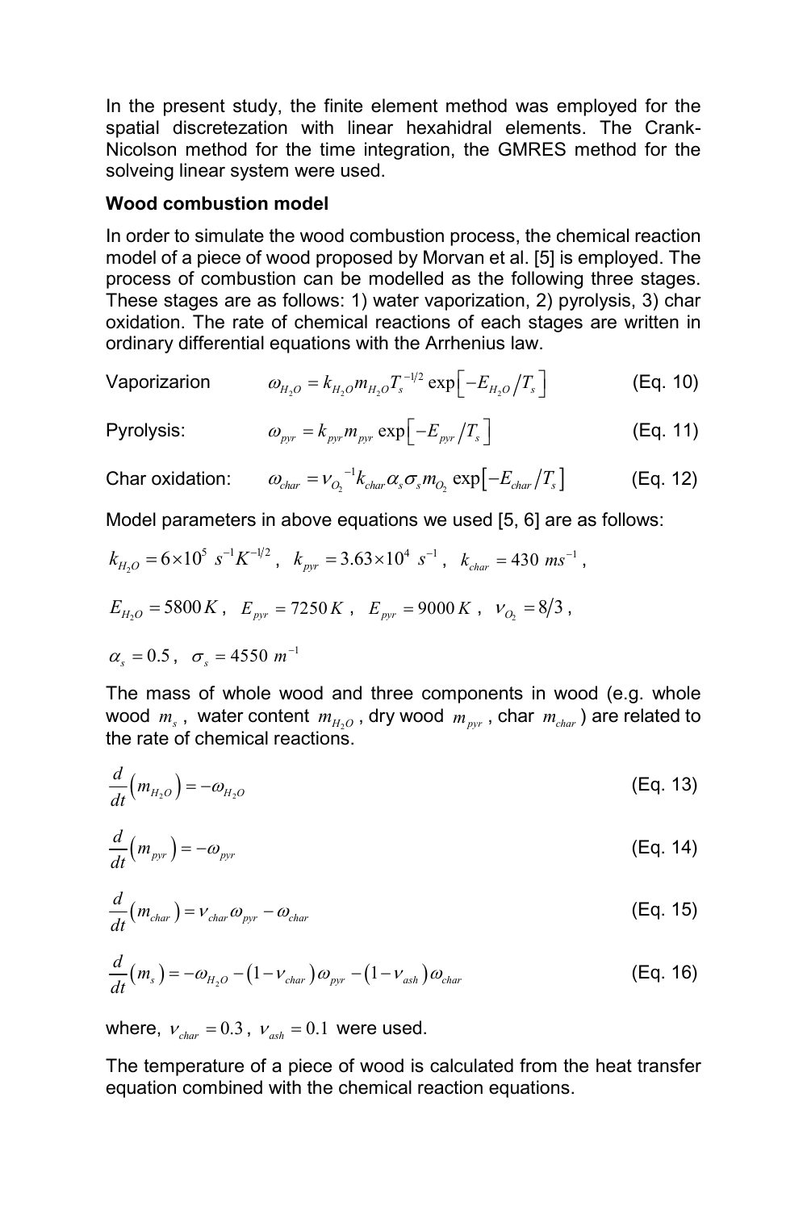In the present study, the finite element method was employed for the spatial discretezation with linear hexahidral elements. The Crank-Nicolson method for the time integration, the GMRES method for the solveing linear system were used.

**Wood combustion model**

In order to simulate the wood combustion process, the chemical reaction model of a piece of wood proposed by Morvan et al. [5] is employed. The process of combustion can be modelled as the following three stages. These stages are as follows: 1) water vaporization, 2) pyrolysis, 3) char oxidation. The rate of chemical reactions of each stages are written in ordinary differential equations with the Arrhenius law.

Vaporizarion $$\omega_{H_2O} = k_{H_2O} m_{H_2O} T_s^{-1/2} \exp\left[-E_{H_2O}/T_s\right] \quad \text{(Eq. 10)}$$

Pyrolysis: $$\omega_{pyr} = k_{pyr} m_{pyr} \exp\left[-E_{pyr}/T_s\right] \quad \text{(Eq. 11)}$$

Char oxidation: $$\omega_{char} = \nu_{O_2}^{-1} k_{char} \alpha_s \sigma_s m_{O_2} \exp\left[-E_{char}/T_s\right] \quad \text{(Eq. 12)}$$

Model parameters in above equations we used [5, 6] are as follows:

$k_{H_2O} = 6\times10^5\ s^{-1}K^{-1/2}$, $k_{pyr} = 3.63\times10^4\ s^{-1}$, $k_{char} = 430\ ms^{-1}$,

$E_{H_2O} = 5800\,K$, $E_{pyr} = 7250\,K$, $E_{pyr} = 9000\,K$, $\nu_{O_2} = 8/3$,

$\alpha_s = 0.5$, $\sigma_s = 4550\ m^{-1}$

The mass of whole wood and three components in wood (e.g. whole wood $m_s$, water content $m_{H_2O}$, dry wood $m_{pyr}$, char $m_{char}$) are related to the rate of chemical reactions.

$$\frac{d}{dt}\left(m_{H_2O}\right) = -\omega_{H_2O} \quad \text{(Eq. 13)}$$

$$\frac{d}{dt}\left(m_{pyr}\right) = -\omega_{pyr} \quad \text{(Eq. 14)}$$

$$\frac{d}{dt}\left(m_{char}\right) = \nu_{char}\omega_{pyr} - \omega_{char} \quad \text{(Eq. 15)}$$

$$\frac{d}{dt}\left(m_s\right) = -\omega_{H_2O} - \left(1-\nu_{char}\right)\omega_{pyr} - \left(1-\nu_{ash}\right)\omega_{char} \quad \text{(Eq. 16)}$$

where, $\nu_{char} = 0.3$, $\nu_{ash} = 0.1$ were used.

The temperature of a piece of wood is calculated from the heat transfer equation combined with the chemical reaction equations.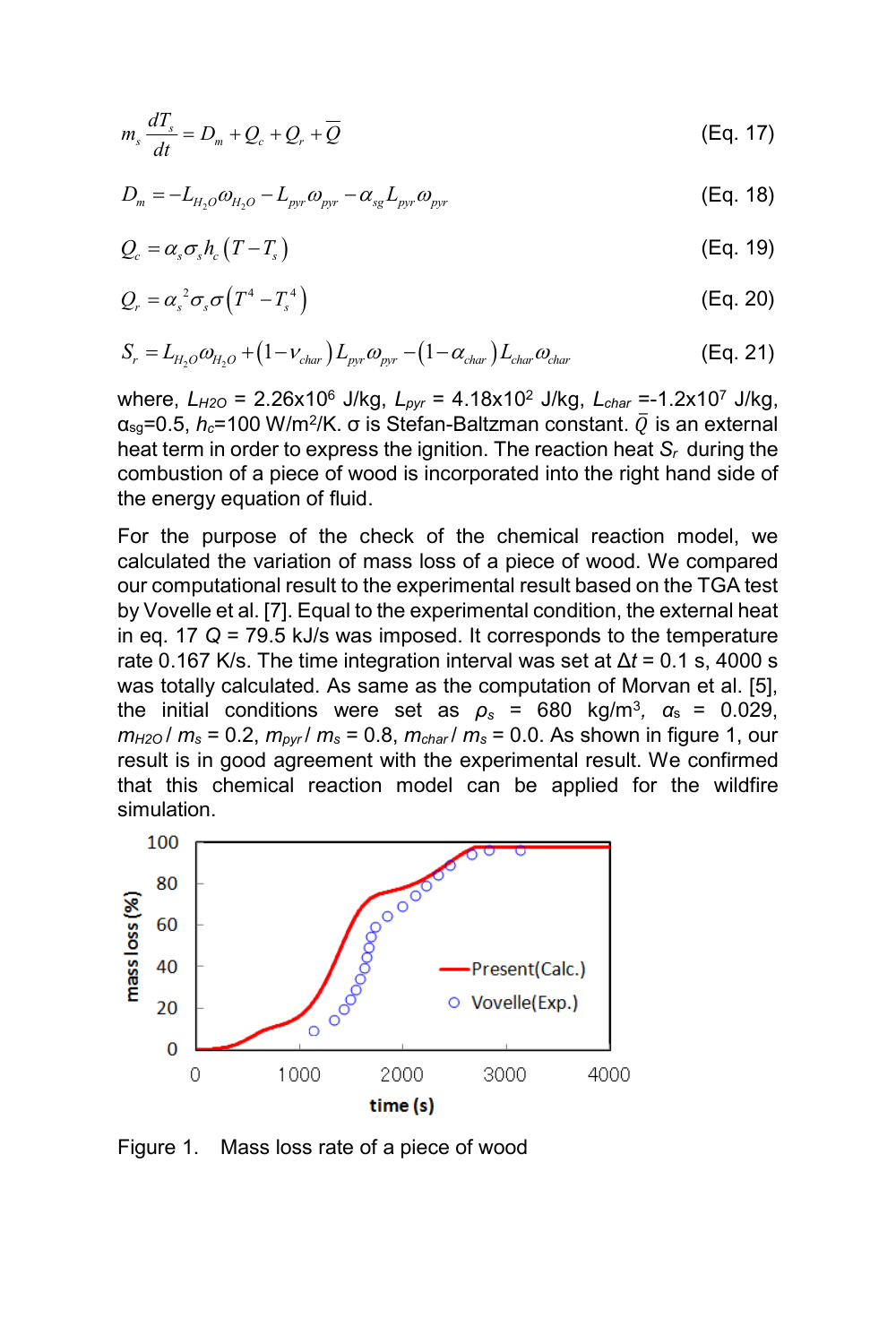$$m_s \frac{dT_s}{dt} = D_m + Q_c + Q_r + \overline{Q} \tag{Eq. 17}$$

$$D_m = -L_{H_2O}\omega_{H_2O} - L_{pyr}\omega_{pyr} - \alpha_{sg} L_{pyr}\omega_{pyr} \tag{Eq. 18}$$

$$Q_c = \alpha_s \sigma_s h_c \left(T - T_s\right) \tag{Eq. 19}$$

$$Q_r = \alpha_s^{\,2} \sigma_s \sigma \left(T^4 - T_s^{\,4}\right) \tag{Eq. 20}$$

$$S_r = L_{H_2O}\omega_{H_2O} + \left(1 - \nu_{char}\right) L_{pyr}\omega_{pyr} - \left(1 - \alpha_{char}\right) L_{char}\omega_{char} \tag{Eq. 21}$$

where, $L_{H2O}$ = 2.26x10$^6$ J/kg, $L_{pyr}$ = 4.18x10$^2$ J/kg, $L_{char}$ =-1.2x10$^7$ J/kg, $\alpha_{sg}$=0.5, $h_c$=100 W/m$^2$/K. σ is Stefan-Baltzman constant. $\bar{Q}$ is an external heat term in order to express the ignition. The reaction heat $S_r$ during the combustion of a piece of wood is incorporated into the right hand side of the energy equation of fluid.

For the purpose of the check of the chemical reaction model, we calculated the variation of mass loss of a piece of wood. We compared our computational result to the experimental result based on the TGA test by Vovelle et al. [7]. Equal to the experimental condition, the external heat in eq. 17 $Q$ = 79.5 kJ/s was imposed. It corresponds to the temperature rate 0.167 K/s. The time integration interval was set at $\Delta t$ = 0.1 s, 4000 s was totally calculated. As same as the computation of Morvan et al. [5], the initial conditions were set as $\rho_s$ = 680 kg/m$^3$, $\alpha_s$ = 0.029, $m_{H2O}$ / $m_s$ = 0.2, $m_{pyr}$ / $m_s$ = 0.8, $m_{char}$ / $m_s$ = 0.0. As shown in figure 1, our result is in good agreement with the experimental result. We confirmed that this chemical reaction model can be applied for the wildfire simulation.

Figure 1. Mass loss rate of a piece of wood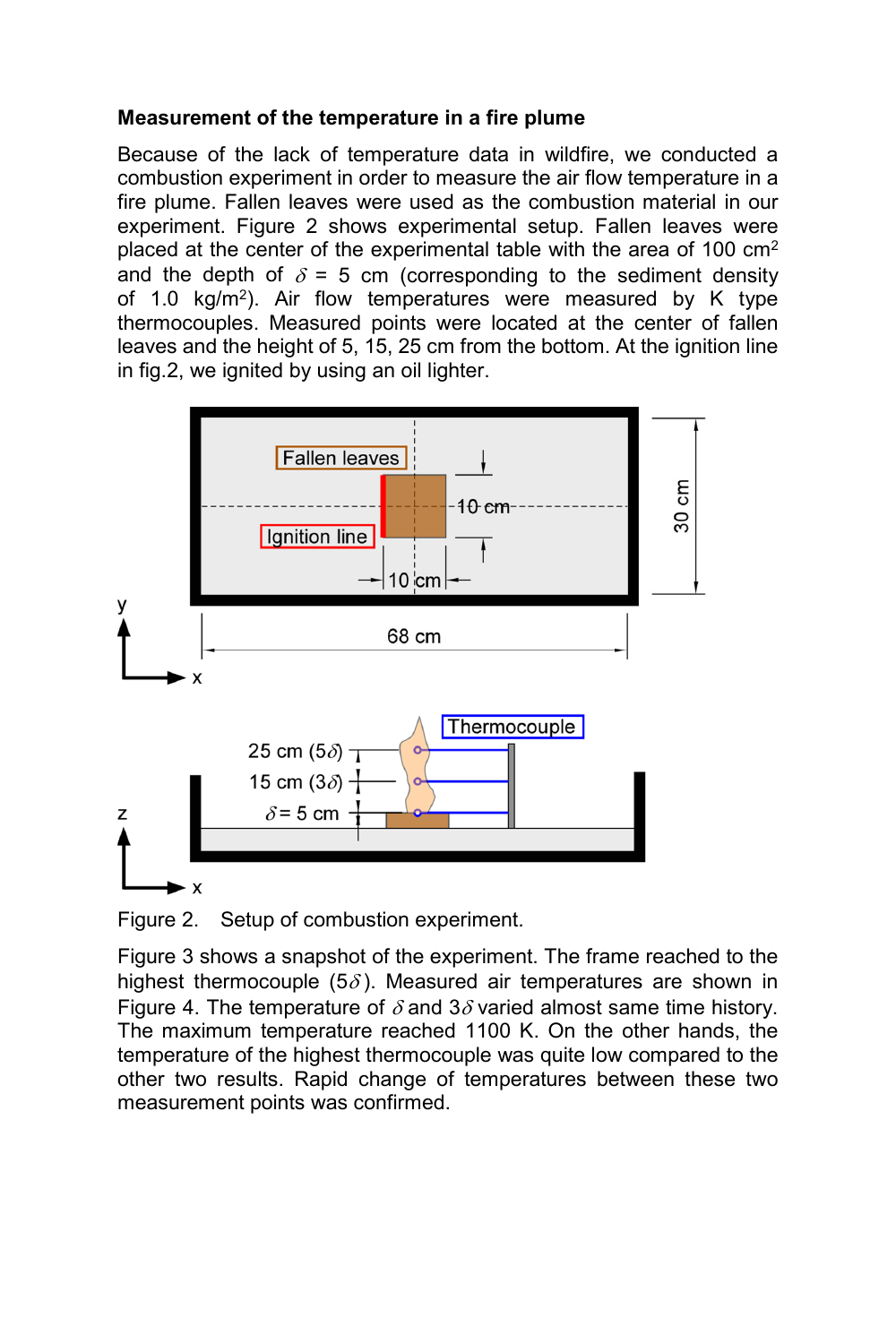**Measurement of the temperature in a fire plume**

Because of the lack of temperature data in wildfire, we conducted a combustion experiment in order to measure the air flow temperature in a fire plume. Fallen leaves were used as the combustion material in our experiment. Figure 2 shows experimental setup. Fallen leaves were placed at the center of the experimental table with the area of 100 cm$^2$ and the depth of $\delta$ = 5 cm (corresponding to the sediment density of 1.0 kg/m$^2$). Air flow temperatures were measured by K type thermocouples. Measured points were located at the center of fallen leaves and the height of 5, 15, 25 cm from the bottom. At the ignition line in fig.2, we ignited by using an oil lighter.

Figure 2. Setup of combustion experiment.

Figure 3 shows a snapshot of the experiment. The frame reached to the highest thermocouple (5$\delta$). Measured air temperatures are shown in Figure 4. The temperature of $\delta$ and 3$\delta$ varied almost same time history. The maximum temperature reached 1100 K. On the other hands, the temperature of the highest thermocouple was quite low compared to the other two results. Rapid change of temperatures between these two measurement points was confirmed.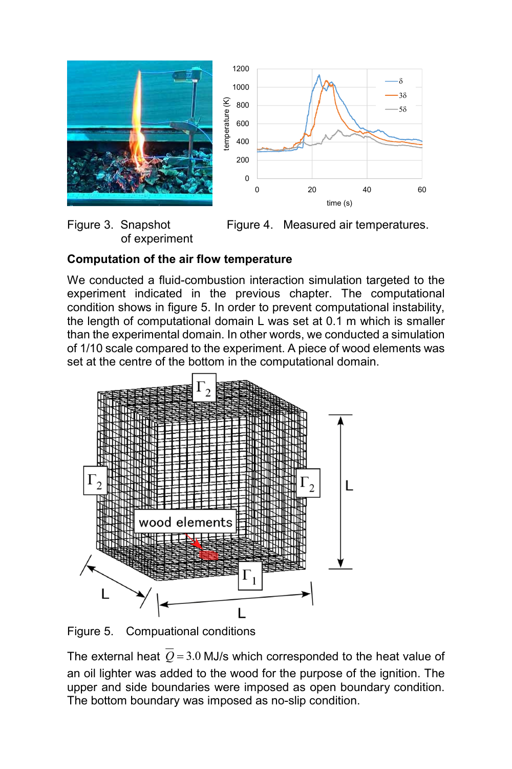Figure 3. Snapshot of experiment

Figure 4. Measured air temperatures.

**Computation of the air flow temperature**

We conducted a fluid-combustion interaction simulation targeted to the experiment indicated in the previous chapter. The computational condition shows in figure 5. In order to prevent computational instability, the length of computational domain L was set at 0.1 m which is smaller than the experimental domain. In other words, we conducted a simulation of 1/10 scale compared to the experiment. A piece of wood elements was set at the centre of the bottom in the computational domain.

Figure 5. Compuational conditions

The external heat $\overline{Q} = 3.0$ MJ/s which corresponded to the heat value of an oil lighter was added to the wood for the purpose of the ignition. The upper and side boundaries were imposed as open boundary condition. The bottom boundary was imposed as no-slip condition.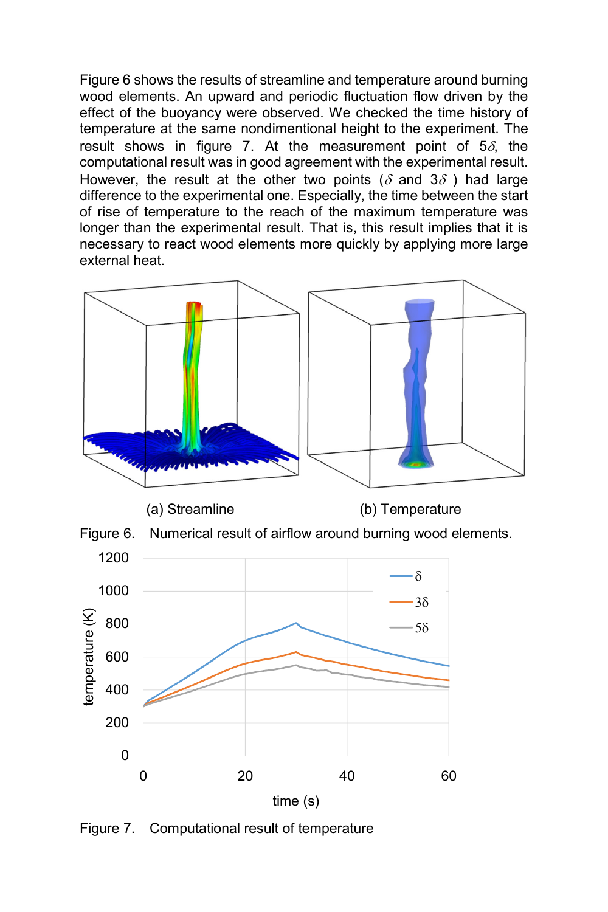Figure 6 shows the results of streamline and temperature around burning wood elements. An upward and periodic fluctuation flow driven by the effect of the buoyancy were observed. We checked the time history of temperature at the same nondimentional height to the experiment. The result shows in figure 7. At the measurement point of $5\delta$, the computational result was in good agreement with the experimental result. However, the result at the other two points ($\delta$ and $3\delta$ ) had large difference to the experimental one. Especially, the time between the start of rise of temperature to the reach of the maximum temperature was longer than the experimental result. That is, this result implies that it is necessary to react wood elements more quickly by applying more large external heat.

(a) Streamline (b) Temperature

Figure 6. Numerical result of airflow around burning wood elements.

Figure 7. Computational result of temperature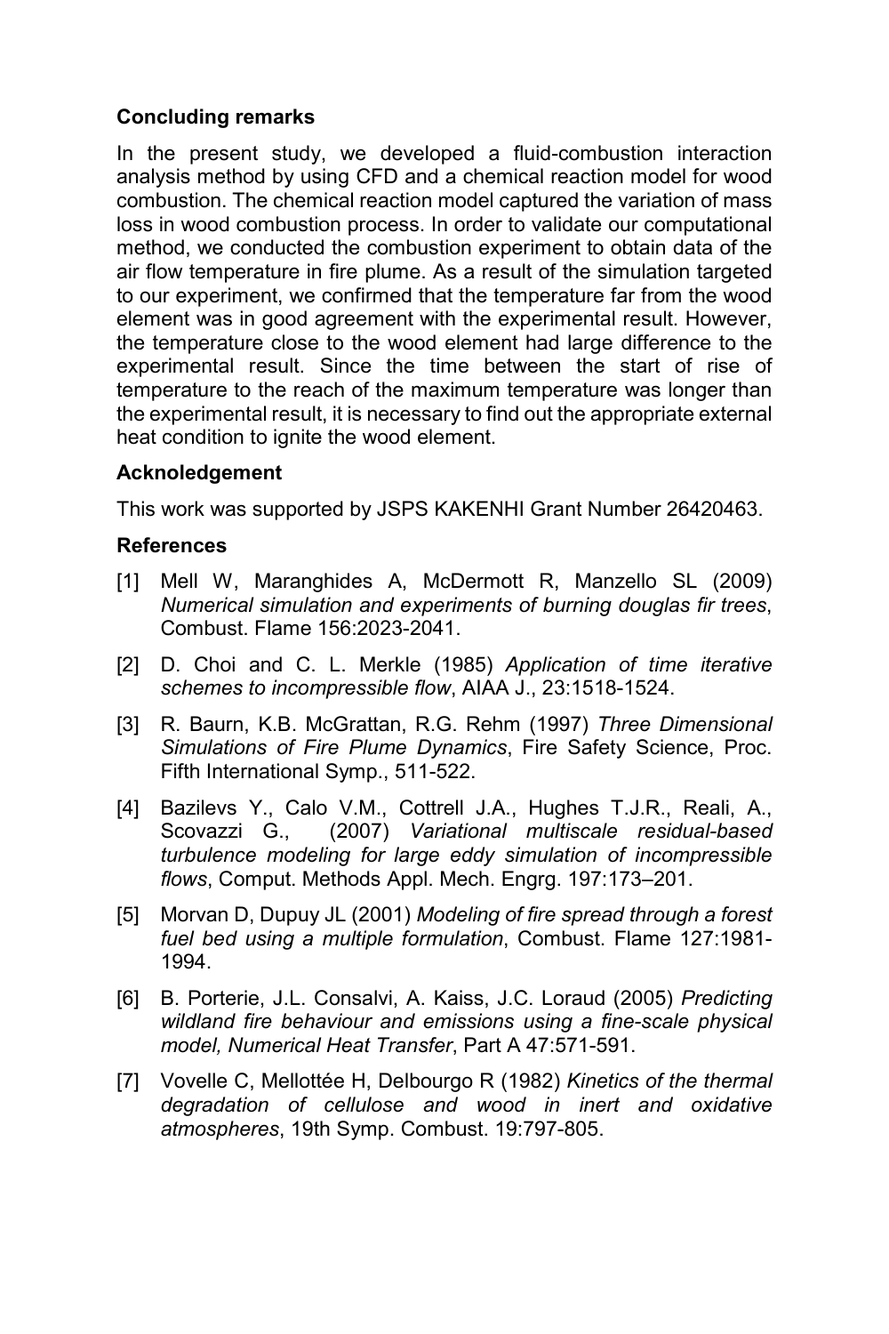## Concluding remarks

In the present study, we developed a fluid-combustion interaction analysis method by using CFD and a chemical reaction model for wood combustion. The chemical reaction model captured the variation of mass loss in wood combustion process. In order to validate our computational method, we conducted the combustion experiment to obtain data of the air flow temperature in fire plume. As a result of the simulation targeted to our experiment, we confirmed that the temperature far from the wood element was in good agreement with the experimental result. However, the temperature close to the wood element had large difference to the experimental result. Since the time between the start of rise of temperature to the reach of the maximum temperature was longer than the experimental result, it is necessary to find out the appropriate external heat condition to ignite the wood element.

## Acknoledgement

This work was supported by JSPS KAKENHI Grant Number 26420463.

## References

[1] Mell W, Maranghides A, McDermott R, Manzello SL (2009) *Numerical simulation and experiments of burning douglas fir trees*, Combust. Flame 156:2023-2041.

[2] D. Choi and C. L. Merkle (1985) *Application of time iterative schemes to incompressible flow*, AIAA J., 23:1518-1524.

[3] R. Baurn, K.B. McGrattan, R.G. Rehm (1997) *Three Dimensional Simulations of Fire Plume Dynamics*, Fire Safety Science, Proc. Fifth International Symp., 511-522.

[4] Bazilevs Y., Calo V.M., Cottrell J.A., Hughes T.J.R., Reali, A., Scovazzi G., (2007) *Variational multiscale residual-based turbulence modeling for large eddy simulation of incompressible flows*, Comput. Methods Appl. Mech. Engrg. 197:173–201.

[5] Morvan D, Dupuy JL (2001) *Modeling of fire spread through a forest fuel bed using a multiple formulation*, Combust. Flame 127:1981-1994.

[6] B. Porterie, J.L. Consalvi, A. Kaiss, J.C. Loraud (2005) *Predicting wildland fire behaviour and emissions using a fine-scale physical model, Numerical Heat Transfer*, Part A 47:571-591.

[7] Vovelle C, Mellottée H, Delbourgo R (1982) *Kinetics of the thermal degradation of cellulose and wood in inert and oxidative atmospheres*, 19th Symp. Combust. 19:797-805.